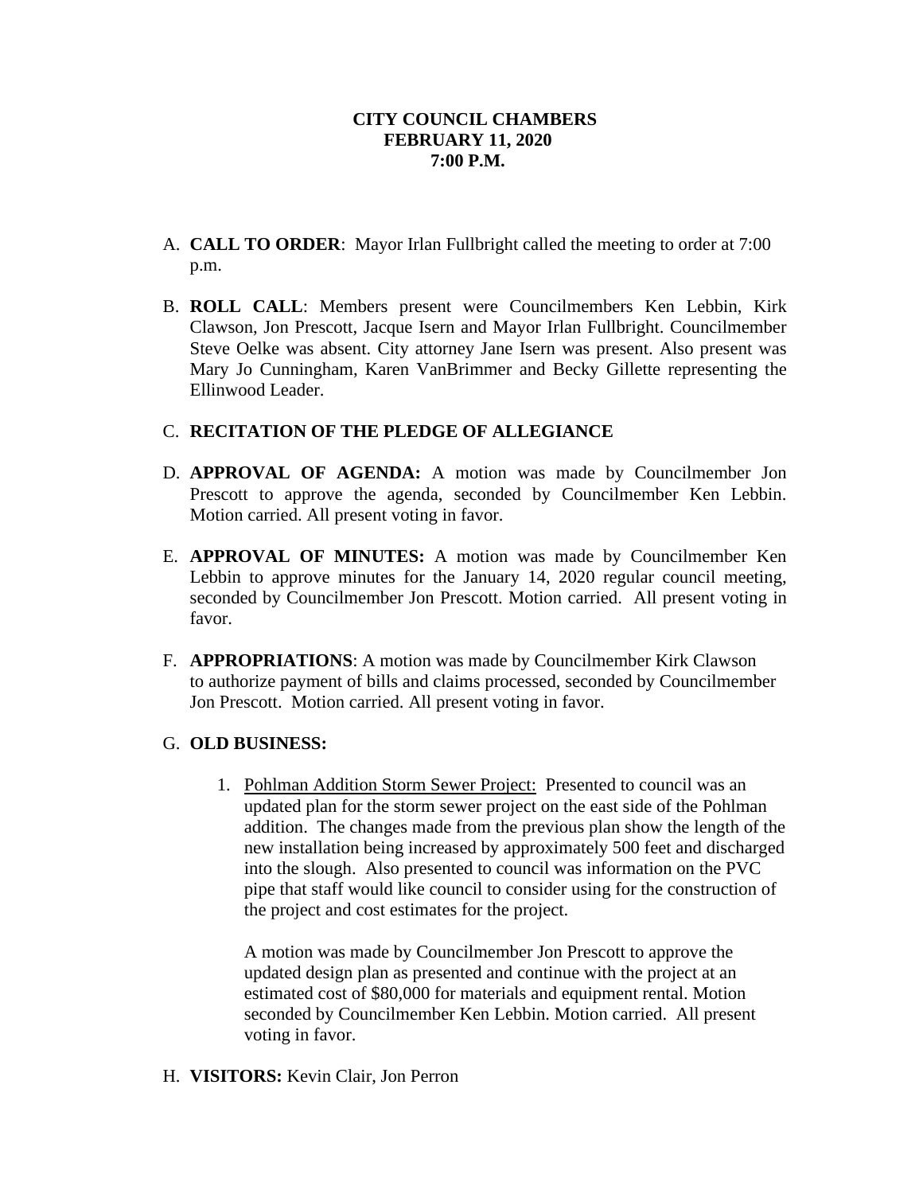**CITY COUNCIL CHAMBERS**
**FEBRUARY 11, 2020**
**7:00 P.M.**

A. **CALL TO ORDER**: Mayor Irlan Fullbright called the meeting to order at 7:00 p.m.

B. **ROLL CALL**: Members present were Councilmembers Ken Lebbin, Kirk Clawson, Jon Prescott, Jacque Isern and Mayor Irlan Fullbright. Councilmember Steve Oelke was absent. City attorney Jane Isern was present. Also present was Mary Jo Cunningham, Karen VanBrimmer and Becky Gillette representing the Ellinwood Leader.

C. **RECITATION OF THE PLEDGE OF ALLEGIANCE**

D. **APPROVAL OF AGENDA:** A motion was made by Councilmember Jon Prescott to approve the agenda, seconded by Councilmember Ken Lebbin. Motion carried. All present voting in favor.

E. **APPROVAL OF MINUTES:** A motion was made by Councilmember Ken Lebbin to approve minutes for the January 14, 2020 regular council meeting, seconded by Councilmember Jon Prescott. Motion carried. All present voting in favor.

F. **APPROPRIATIONS**: A motion was made by Councilmember Kirk Clawson to authorize payment of bills and claims processed, seconded by Councilmember Jon Prescott. Motion carried. All present voting in favor.

G. **OLD BUSINESS:**

1. Pohlman Addition Storm Sewer Project: Presented to council was an updated plan for the storm sewer project on the east side of the Pohlman addition. The changes made from the previous plan show the length of the new installation being increased by approximately 500 feet and discharged into the slough. Also presented to council was information on the PVC pipe that staff would like council to consider using for the construction of the project and cost estimates for the project.

   A motion was made by Councilmember Jon Prescott to approve the updated design plan as presented and continue with the project at an estimated cost of $80,000 for materials and equipment rental. Motion seconded by Councilmember Ken Lebbin. Motion carried. All present voting in favor.

H. **VISITORS:** Kevin Clair, Jon Perron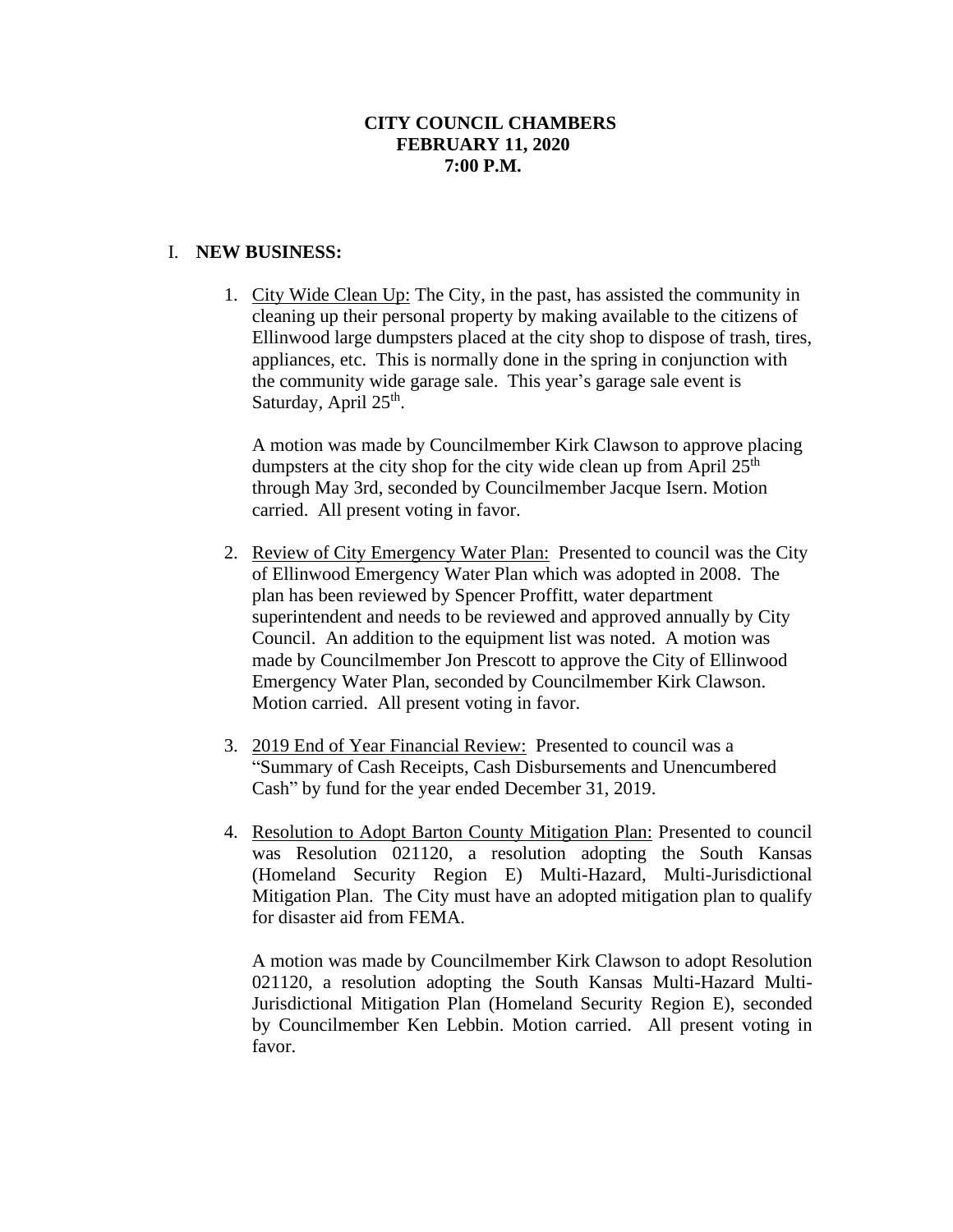**CITY COUNCIL CHAMBERS**
**FEBRUARY 11, 2020**
**7:00 P.M.**

## I. NEW BUSINESS:

1. City Wide Clean Up: The City, in the past, has assisted the community in cleaning up their personal property by making available to the citizens of Ellinwood large dumpsters placed at the city shop to dispose of trash, tires, appliances, etc. This is normally done in the spring in conjunction with the community wide garage sale. This year's garage sale event is Saturday, April 25th.

   A motion was made by Councilmember Kirk Clawson to approve placing dumpsters at the city shop for the city wide clean up from April 25th through May 3rd, seconded by Councilmember Jacque Isern. Motion carried. All present voting in favor.

2. Review of City Emergency Water Plan: Presented to council was the City of Ellinwood Emergency Water Plan which was adopted in 2008. The plan has been reviewed by Spencer Proffitt, water department superintendent and needs to be reviewed and approved annually by City Council. An addition to the equipment list was noted. A motion was made by Councilmember Jon Prescott to approve the City of Ellinwood Emergency Water Plan, seconded by Councilmember Kirk Clawson. Motion carried. All present voting in favor.

3. 2019 End of Year Financial Review: Presented to council was a "Summary of Cash Receipts, Cash Disbursements and Unencumbered Cash" by fund for the year ended December 31, 2019.

4. Resolution to Adopt Barton County Mitigation Plan: Presented to council was Resolution 021120, a resolution adopting the South Kansas (Homeland Security Region E) Multi-Hazard, Multi-Jurisdictional Mitigation Plan. The City must have an adopted mitigation plan to qualify for disaster aid from FEMA.

   A motion was made by Councilmember Kirk Clawson to adopt Resolution 021120, a resolution adopting the South Kansas Multi-Hazard Multi-Jurisdictional Mitigation Plan (Homeland Security Region E), seconded by Councilmember Ken Lebbin. Motion carried. All present voting in favor.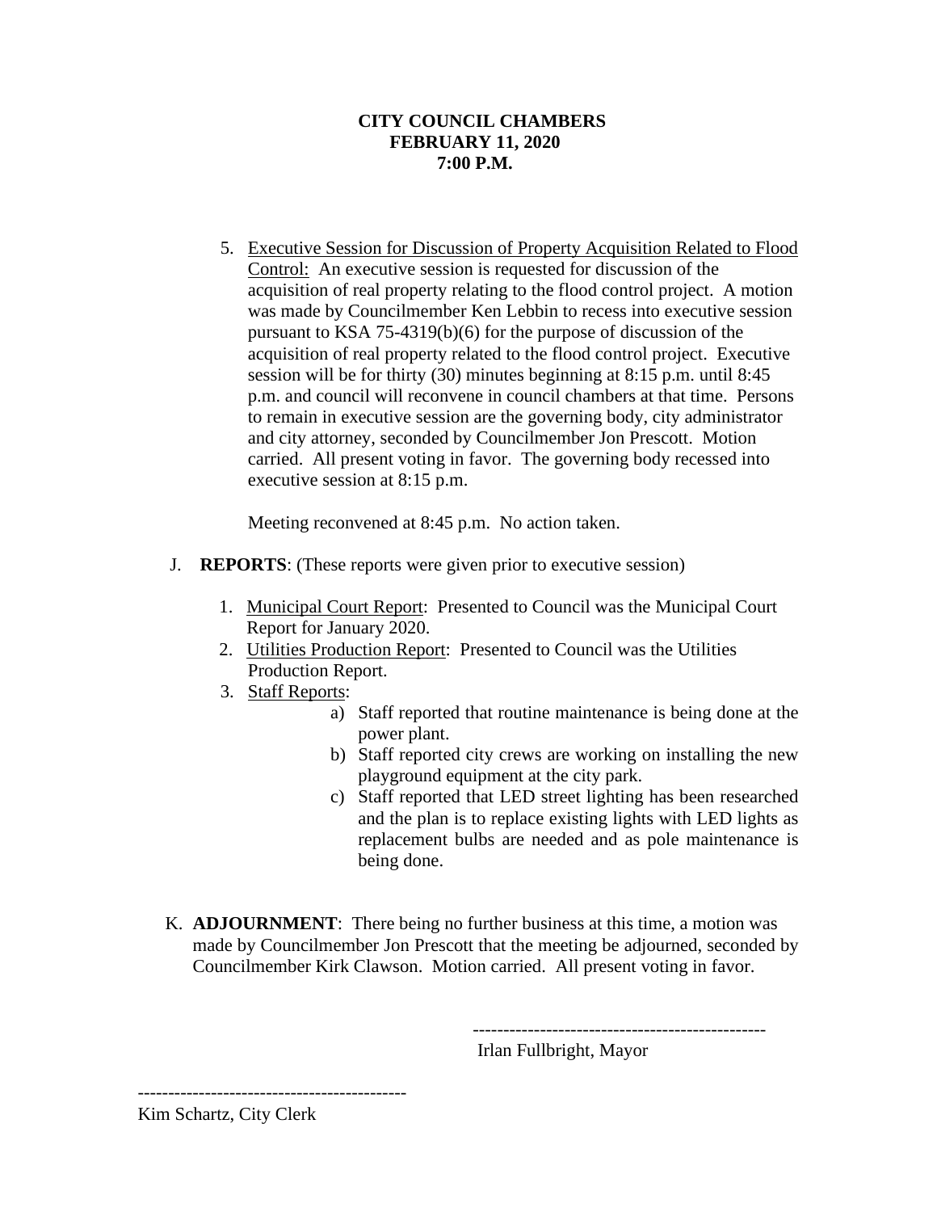**CITY COUNCIL CHAMBERS**
**FEBRUARY 11, 2020**
**7:00 P.M.**

5. Executive Session for Discussion of Property Acquisition Related to Flood Control: An executive session is requested for discussion of the acquisition of real property relating to the flood control project. A motion was made by Councilmember Ken Lebbin to recess into executive session pursuant to KSA 75-4319(b)(6) for the purpose of discussion of the acquisition of real property related to the flood control project. Executive session will be for thirty (30) minutes beginning at 8:15 p.m. until 8:45 p.m. and council will reconvene in council chambers at that time. Persons to remain in executive session are the governing body, city administrator and city attorney, seconded by Councilmember Jon Prescott. Motion carried. All present voting in favor. The governing body recessed into executive session at 8:15 p.m.

   Meeting reconvened at 8:45 p.m. No action taken.

J. **REPORTS**: (These reports were given prior to executive session)

   1. Municipal Court Report: Presented to Council was the Municipal Court Report for January 2020.
   2. Utilities Production Report: Presented to Council was the Utilities Production Report.
   3. Staff Reports:
      a) Staff reported that routine maintenance is being done at the power plant.
      b) Staff reported city crews are working on installing the new playground equipment at the city park.
      c) Staff reported that LED street lighting has been researched and the plan is to replace existing lights with LED lights as replacement bulbs are needed and as pole maintenance is being done.

K. **ADJOURNMENT**: There being no further business at this time, a motion was made by Councilmember Jon Prescott that the meeting be adjourned, seconded by Councilmember Kirk Clawson. Motion carried. All present voting in favor.

------------------------------------------------
Irlan Fullbright, Mayor

--------------------------------------------
Kim Schartz, City Clerk